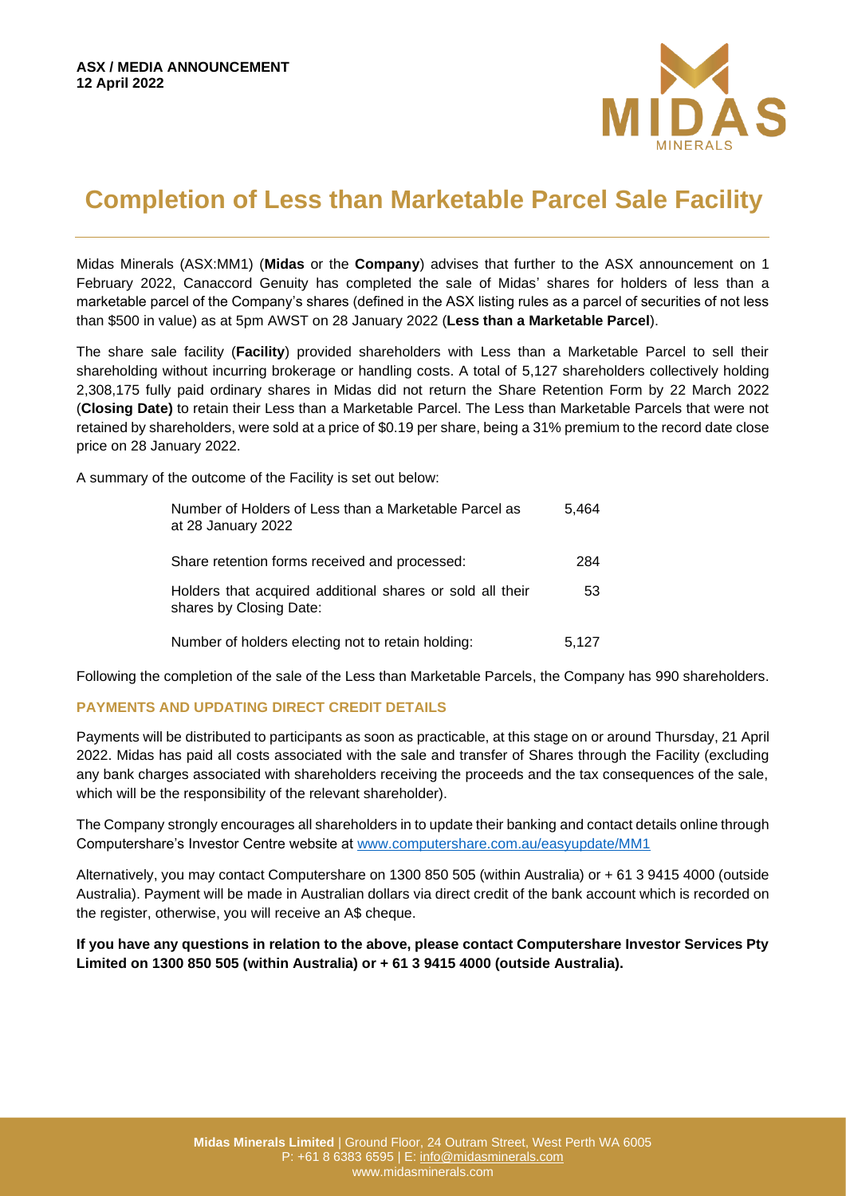**ASX / MEDIA ANNOUNCEMENT**
**12 April 2022**

# Completion of Less than Marketable Parcel Sale Facility

Midas Minerals (ASX:MM1) (**Midas** or the **Company**) advises that further to the ASX announcement on 1 February 2022, Canaccord Genuity has completed the sale of Midas' shares for holders of less than a marketable parcel of the Company's shares (defined in the ASX listing rules as a parcel of securities of not less than $500 in value) as at 5pm AWST on 28 January 2022 (**Less than a Marketable Parcel**).

The share sale facility (**Facility**) provided shareholders with Less than a Marketable Parcel to sell their shareholding without incurring brokerage or handling costs. A total of 5,127 shareholders collectively holding 2,308,175 fully paid ordinary shares in Midas did not return the Share Retention Form by 22 March 2022 (**Closing Date)** to retain their Less than a Marketable Parcel. The Less than Marketable Parcels that were not retained by shareholders, were sold at a price of $0.19 per share, being a 31% premium to the record date close price on 28 January 2022.

A summary of the outcome of the Facility is set out below:

| | |
|---|---|
| Number of Holders of Less than a Marketable Parcel as at 28 January 2022 | 5,464 |
| Share retention forms received and processed: | 284 |
| Holders that acquired additional shares or sold all their shares by Closing Date: | 53 |
| Number of holders electing not to retain holding: | 5,127 |

Following the completion of the sale of the Less than Marketable Parcels, the Company has 990 shareholders.

## PAYMENTS AND UPDATING DIRECT CREDIT DETAILS

Payments will be distributed to participants as soon as practicable, at this stage on or around Thursday, 21 April 2022. Midas has paid all costs associated with the sale and transfer of Shares through the Facility (excluding any bank charges associated with shareholders receiving the proceeds and the tax consequences of the sale, which will be the responsibility of the relevant shareholder).

The Company strongly encourages all shareholders in to update their banking and contact details online through Computershare's Investor Centre website at www.computershare.com.au/easyupdate/MM1

Alternatively, you may contact Computershare on 1300 850 505 (within Australia) or + 61 3 9415 4000 (outside Australia). Payment will be made in Australian dollars via direct credit of the bank account which is recorded on the register, otherwise, you will receive an A$ cheque.

**If you have any questions in relation to the above, please contact Computershare Investor Services Pty Limited on 1300 850 505 (within Australia) or + 61 3 9415 4000 (outside Australia).**

**Midas Minerals Limited** | Ground Floor, 24 Outram Street, West Perth WA 6005
P: +61 8 6383 6595 | E: info@midasminerals.com
www.midasminerals.com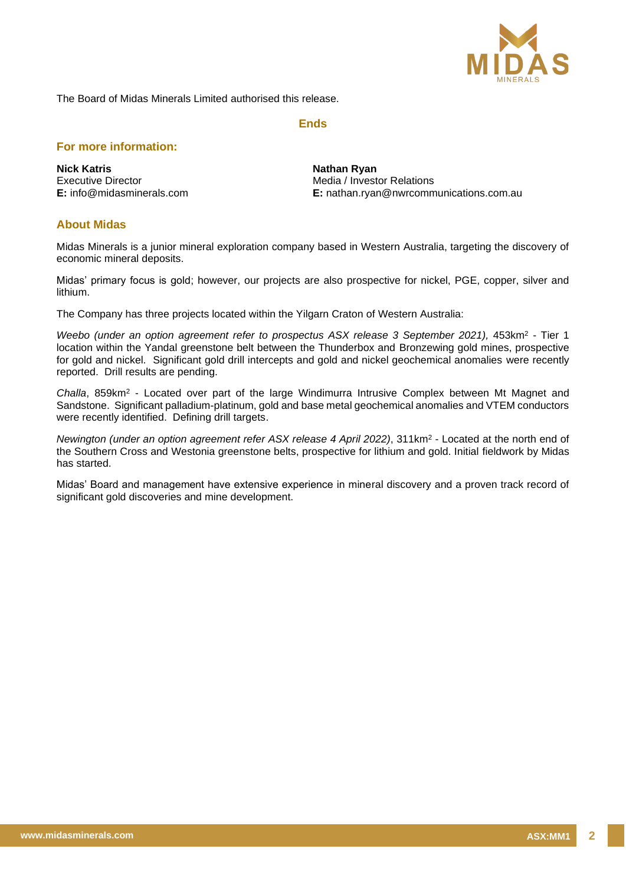The Board of Midas Minerals Limited authorised this release.

**Ends**

## For more information:

**Nick Katris**
Executive Director
**E:** info@midasminerals.com

**Nathan Ryan**
Media / Investor Relations
**E:** nathan.ryan@nwrcommunications.com.au

## About Midas

Midas Minerals is a junior mineral exploration company based in Western Australia, targeting the discovery of economic mineral deposits.

Midas' primary focus is gold; however, our projects are also prospective for nickel, PGE, copper, silver and lithium.

The Company has three projects located within the Yilgarn Craton of Western Australia:

*Weebo (under an option agreement refer to prospectus ASX release 3 September 2021),* 453km$^2$ - Tier 1 location within the Yandal greenstone belt between the Thunderbox and Bronzewing gold mines, prospective for gold and nickel. Significant gold drill intercepts and gold and nickel geochemical anomalies were recently reported. Drill results are pending.

*Challa*, 859km$^2$ - Located over part of the large Windimurra Intrusive Complex between Mt Magnet and Sandstone. Significant palladium-platinum, gold and base metal geochemical anomalies and VTEM conductors were recently identified. Defining drill targets.

*Newington (under an option agreement refer ASX release 4 April 2022)*, 311km$^2$ - Located at the north end of the Southern Cross and Westonia greenstone belts, prospective for lithium and gold. Initial fieldwork by Midas has started.

Midas' Board and management have extensive experience in mineral discovery and a proven track record of significant gold discoveries and mine development.